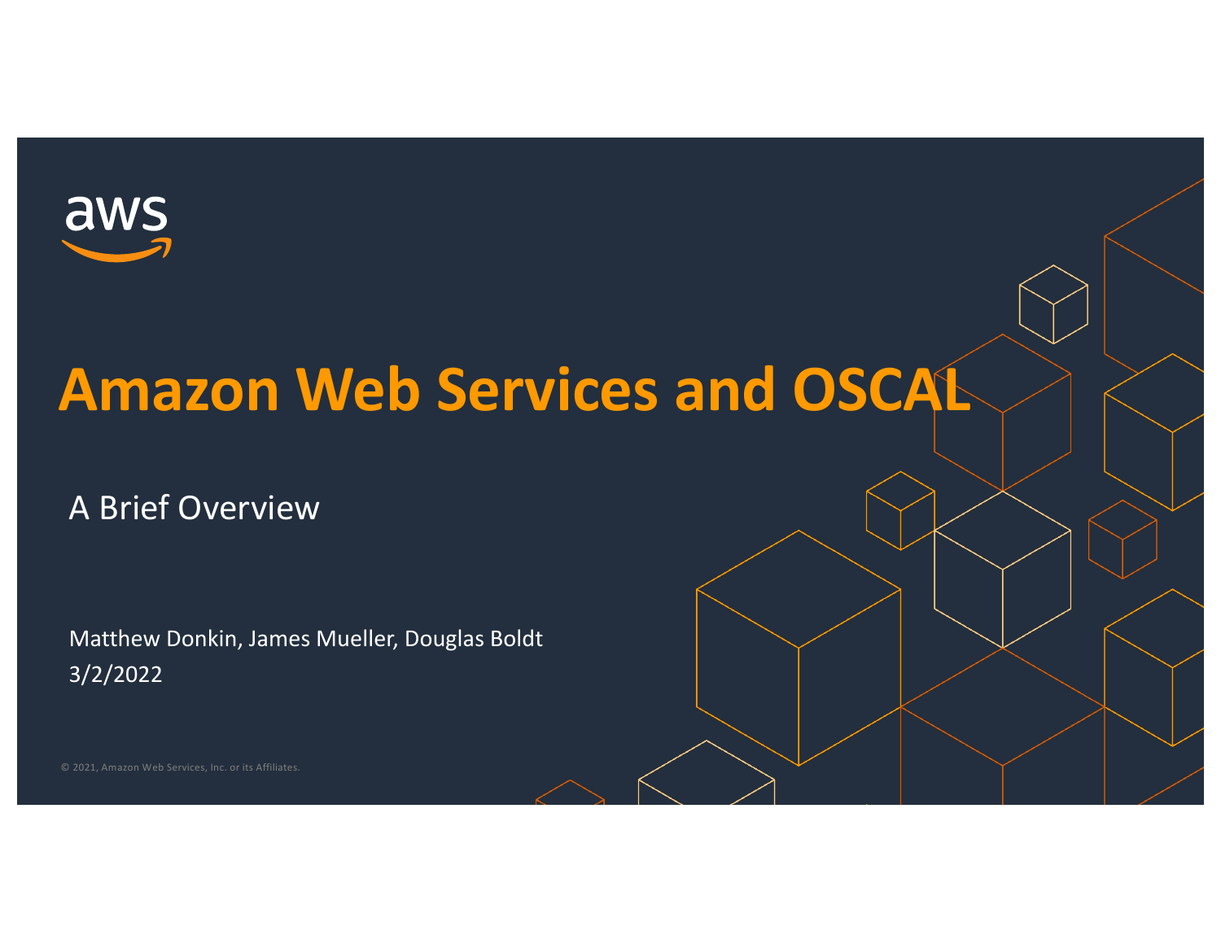# Amazon Web Services and OSCAL

A Brief Overview

Matthew Donkin, James Mueller, Douglas Boldt
3/2/2022

© 2021, Amazon Web Services, Inc. or its Affiliates.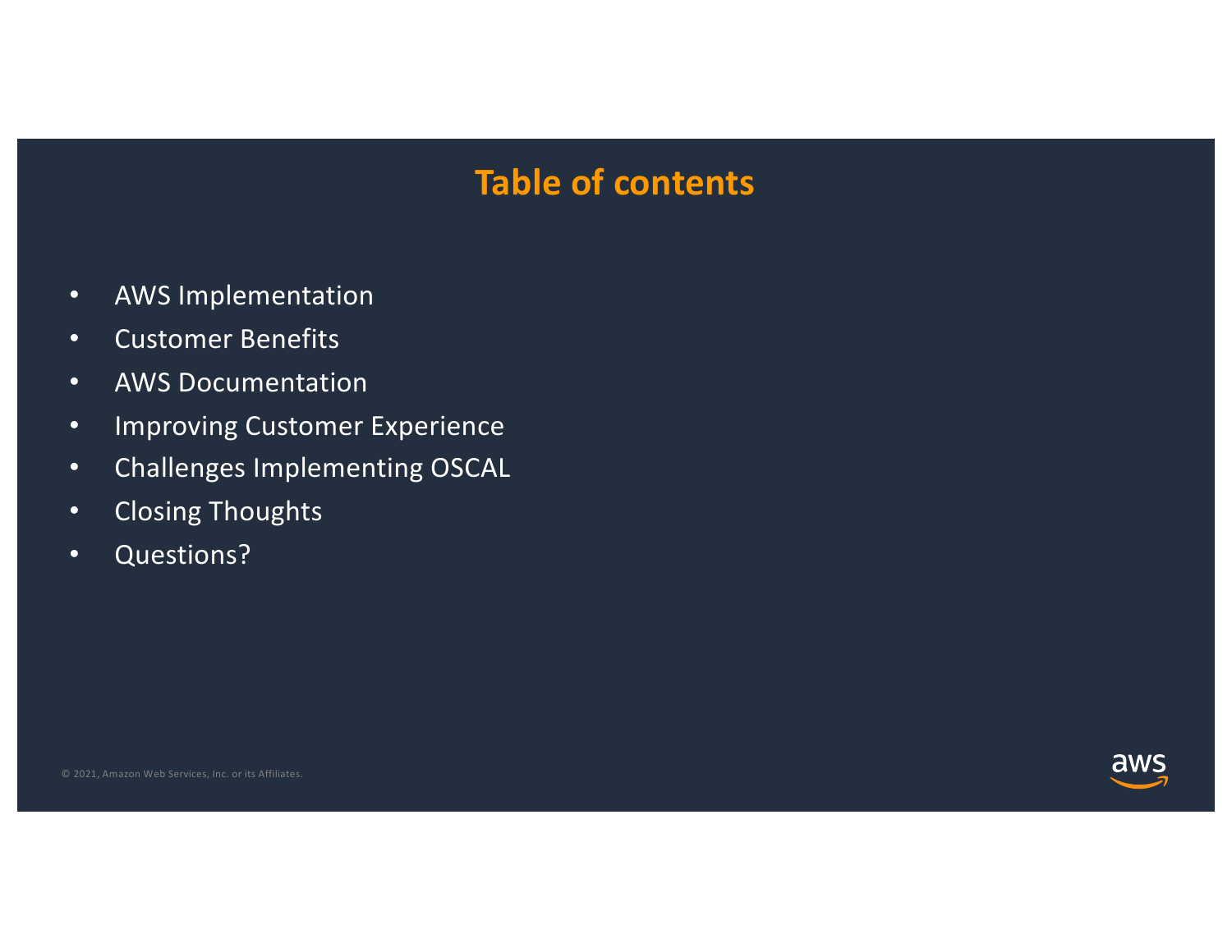# Table of contents

- AWS Implementation
- Customer Benefits
- AWS Documentation
- Improving Customer Experience
- Challenges Implementing OSCAL
- Closing Thoughts
- Questions?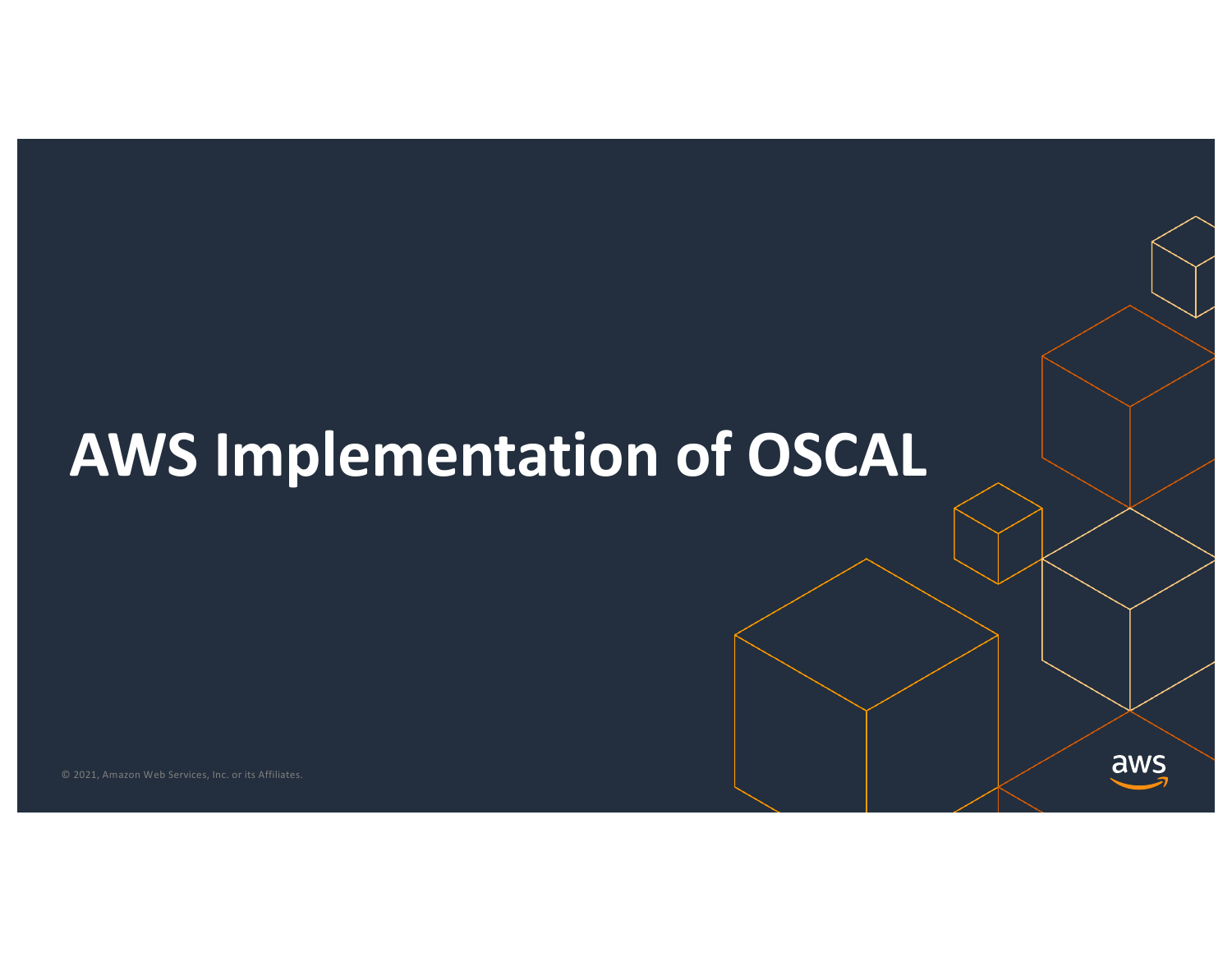# AWS Implementation of OSCAL

© 2021, Amazon Web Services, Inc. or its Affiliates.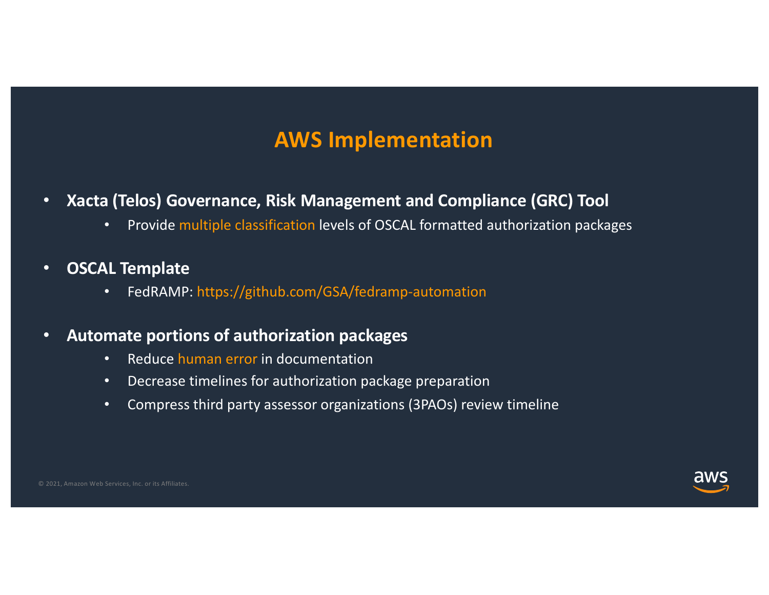# AWS Implementation

- **Xacta (Telos) Governance, Risk Management and Compliance (GRC) Tool**
  - Provide multiple classification levels of OSCAL formatted authorization packages
- **OSCAL Template**
  - FedRAMP: https://github.com/GSA/fedramp-automation
- **Automate portions of authorization packages**
  - Reduce human error in documentation
  - Decrease timelines for authorization package preparation
  - Compress third party assessor organizations (3PAOs) review timeline

© 2021, Amazon Web Services, Inc. or its Affiliates.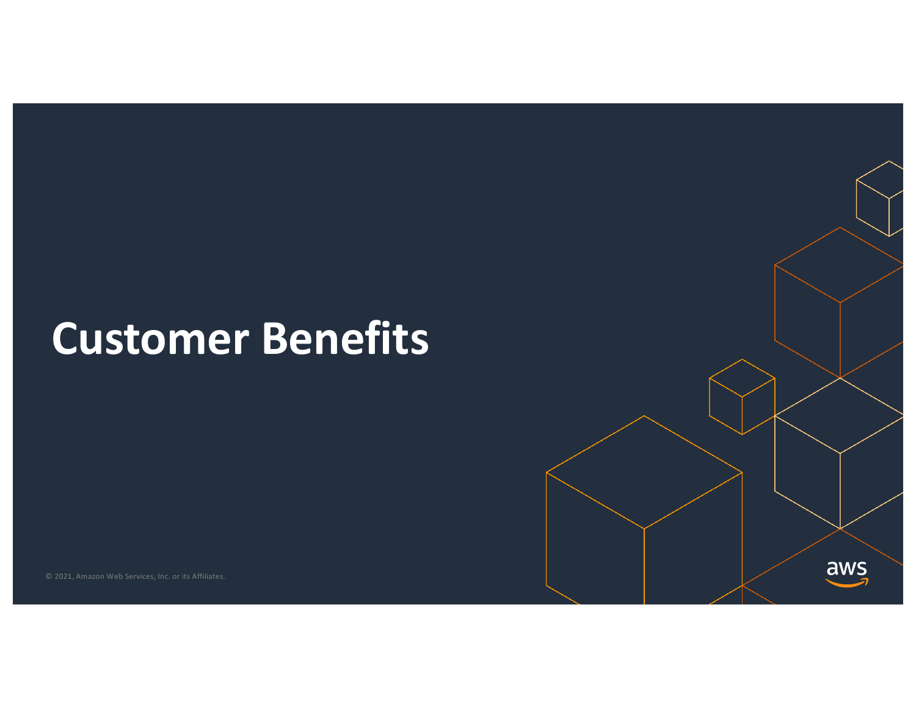# Customer Benefits

© 2021, Amazon Web Services, Inc. or its Affiliates.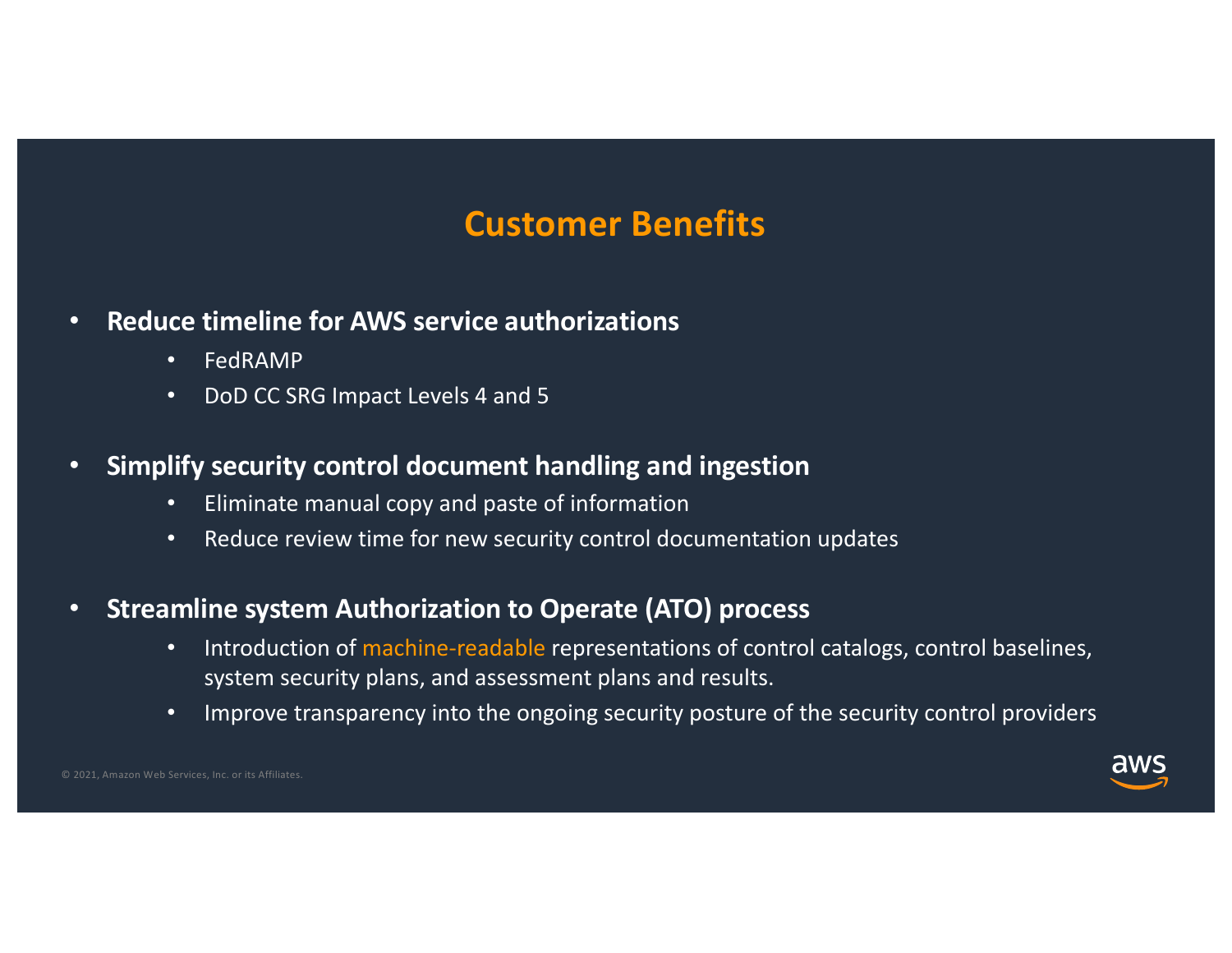# Customer Benefits

- **Reduce timeline for AWS service authorizations**
  - FedRAMP
  - DoD CC SRG Impact Levels 4 and 5
- **Simplify security control document handling and ingestion**
  - Eliminate manual copy and paste of information
  - Reduce review time for new security control documentation updates
- **Streamline system Authorization to Operate (ATO) process**
  - Introduction of machine-readable representations of control catalogs, control baselines, system security plans, and assessment plans and results.
  - Improve transparency into the ongoing security posture of the security control providers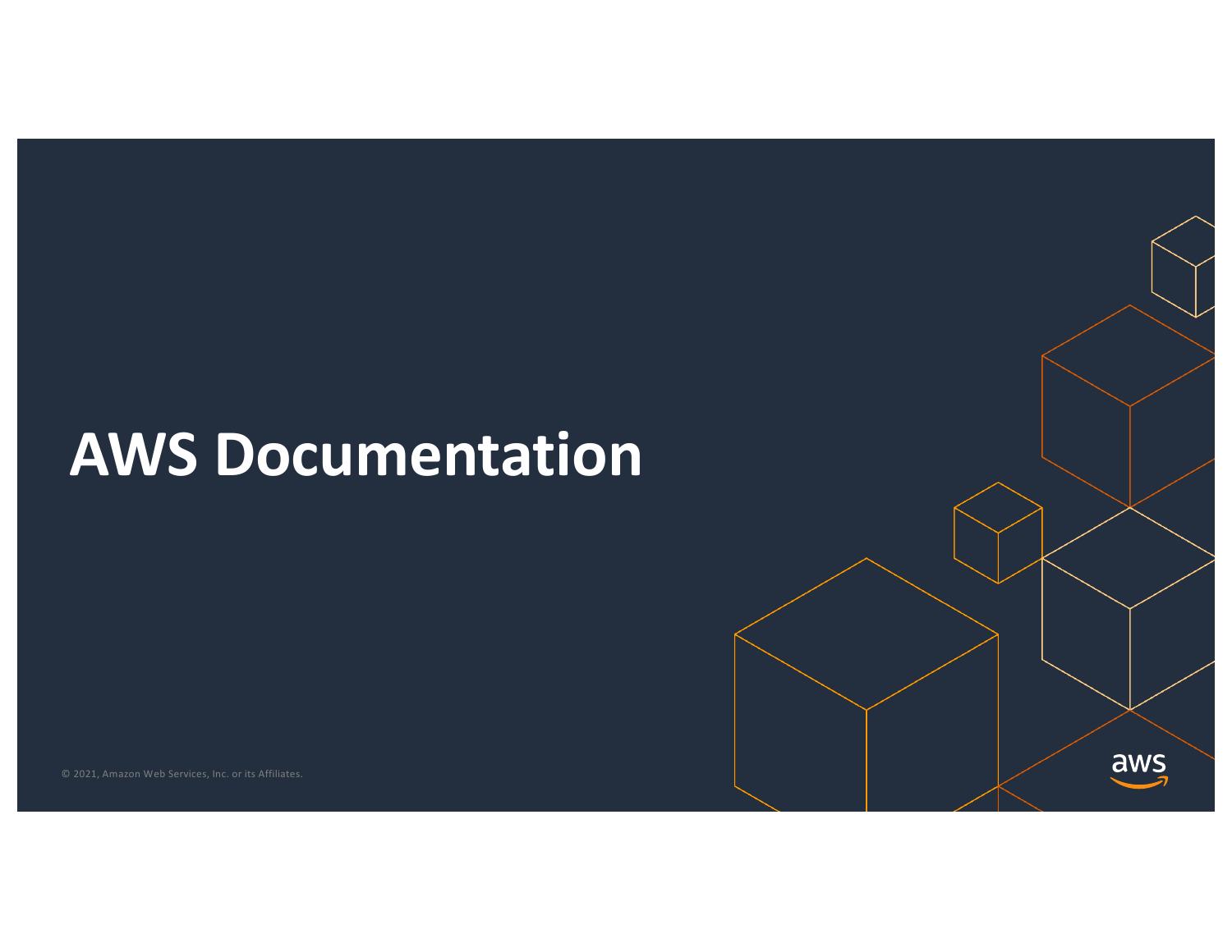# AWS Documentation

© 2021, Amazon Web Services, Inc. or its Affiliates.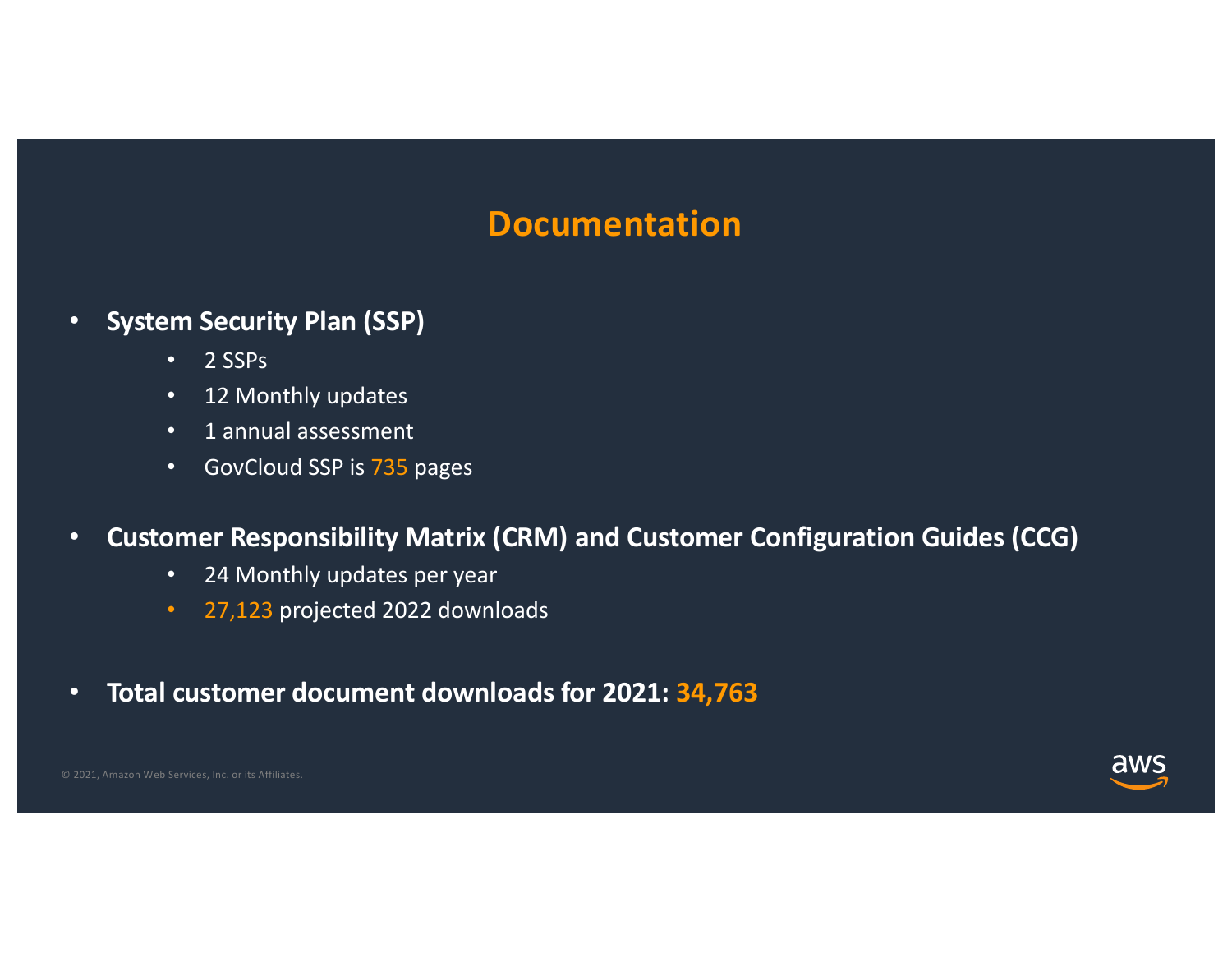# Documentation

- **System Security Plan (SSP)**
  - 2 SSPs
  - 12 Monthly updates
  - 1 annual assessment
  - GovCloud SSP is 735 pages
- **Customer Responsibility Matrix (CRM) and Customer Configuration Guides (CCG)**
  - 24 Monthly updates per year
  - 27,123 projected 2022 downloads
- **Total customer document downloads for 2021: 34,763**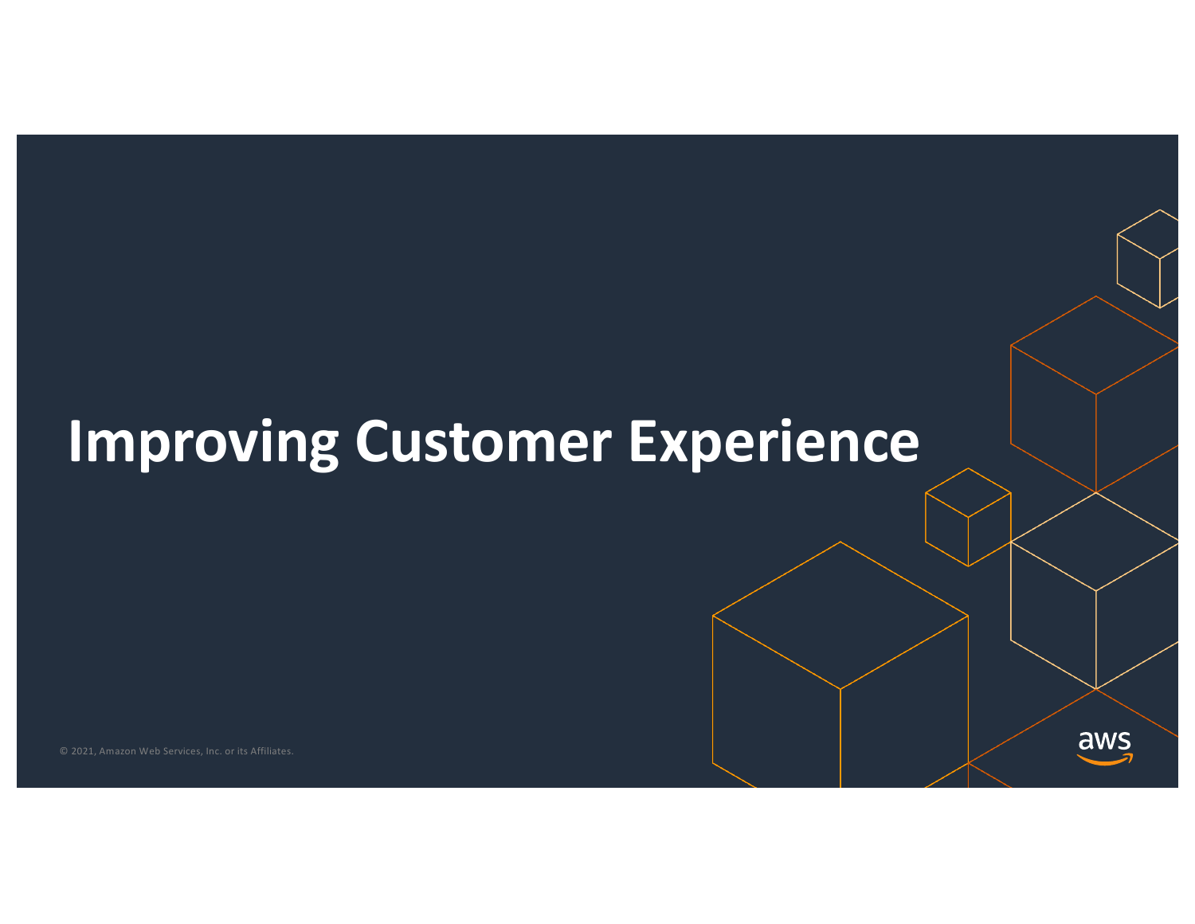# Improving Customer Experience

© 2021, Amazon Web Services, Inc. or its Affiliates.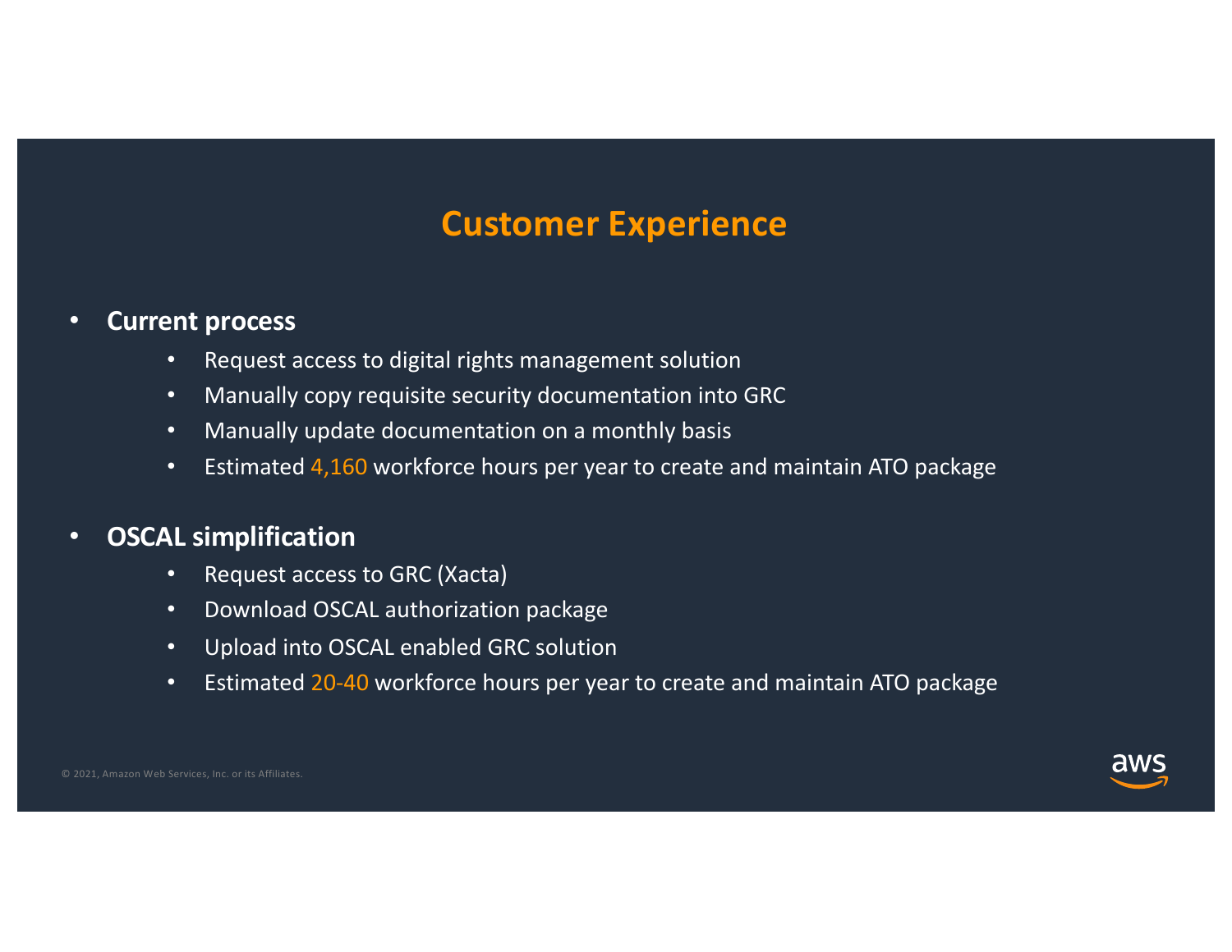# Customer Experience

- **Current process**
  - Request access to digital rights management solution
  - Manually copy requisite security documentation into GRC
  - Manually update documentation on a monthly basis
  - Estimated 4,160 workforce hours per year to create and maintain ATO package

- **OSCAL simplification**
  - Request access to GRC (Xacta)
  - Download OSCAL authorization package
  - Upload into OSCAL enabled GRC solution
  - Estimated 20-40 workforce hours per year to create and maintain ATO package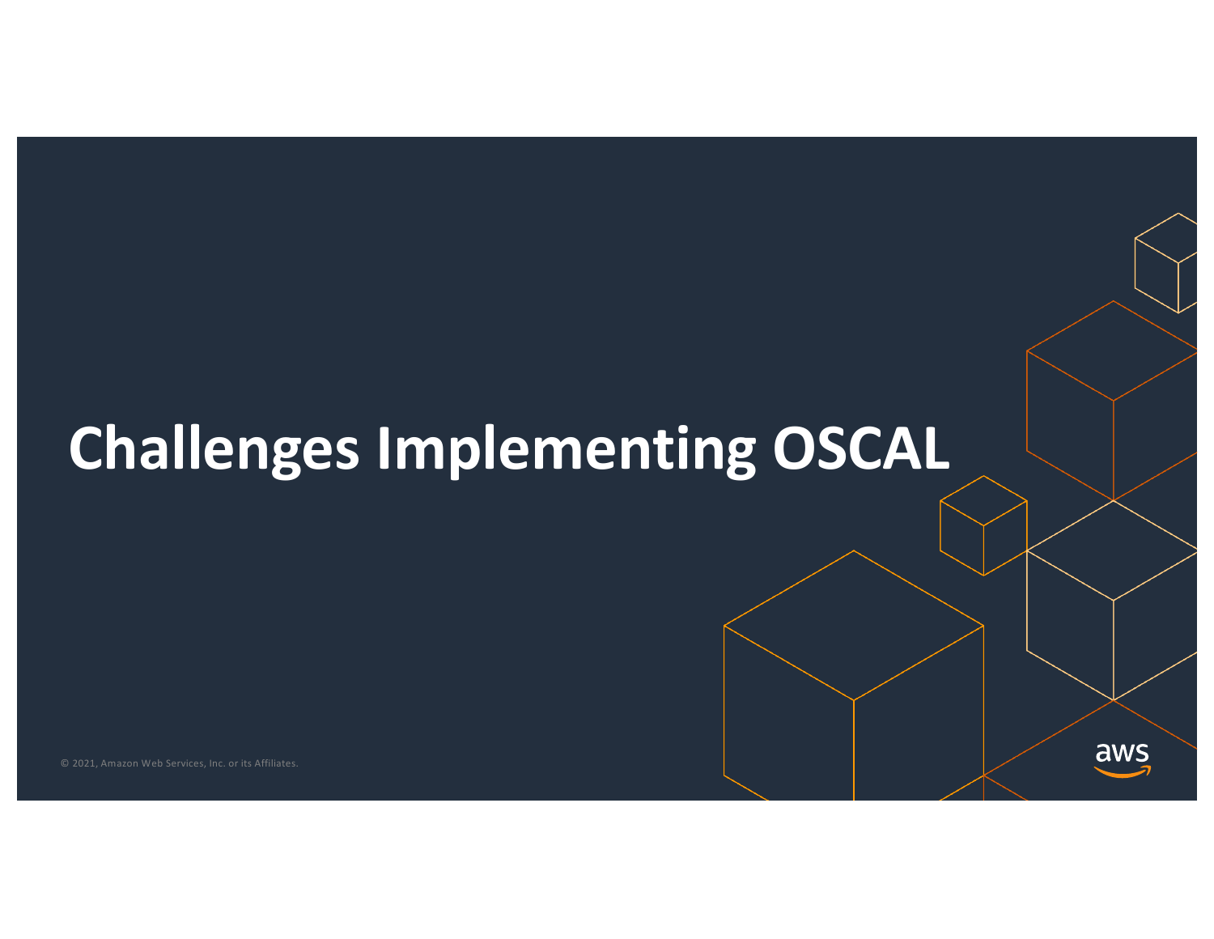# Challenges Implementing OSCAL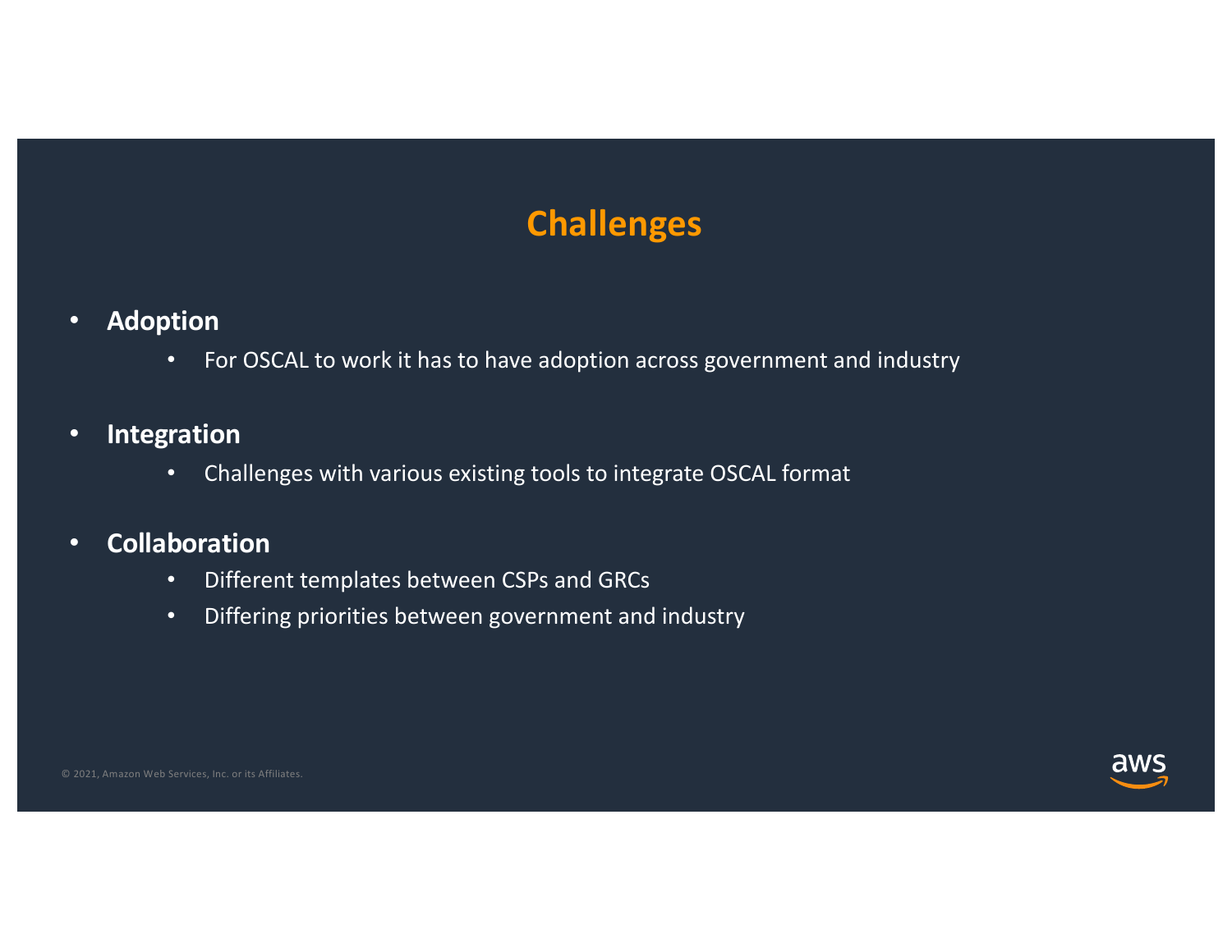# Challenges

- **Adoption**
  - For OSCAL to work it has to have adoption across government and industry
- **Integration**
  - Challenges with various existing tools to integrate OSCAL format
- **Collaboration**
  - Different templates between CSPs and GRCs
  - Differing priorities between government and industry

© 2021, Amazon Web Services, Inc. or its Affiliates.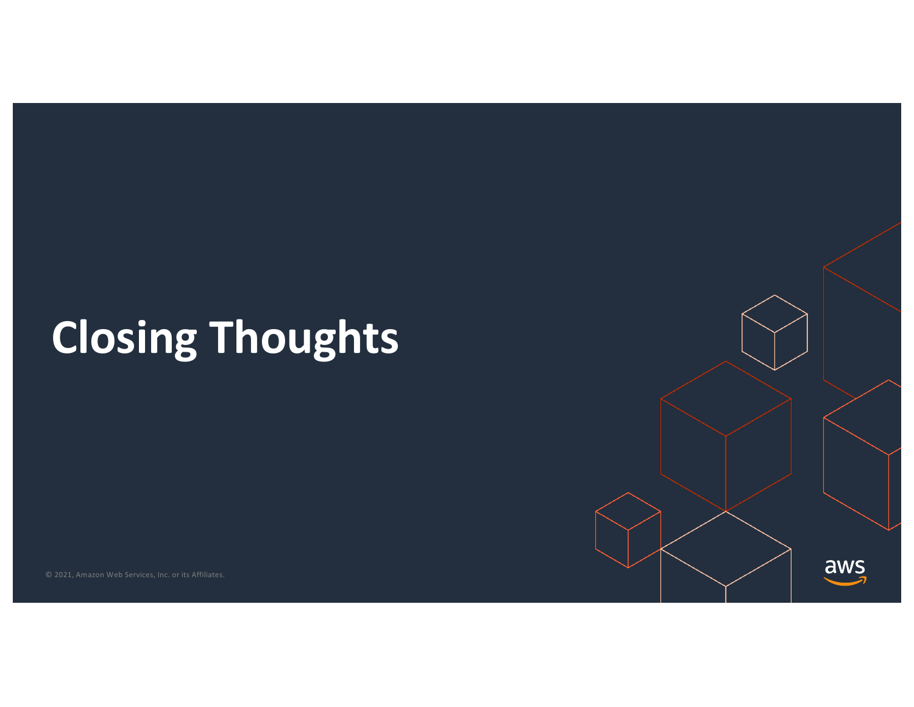# Closing Thoughts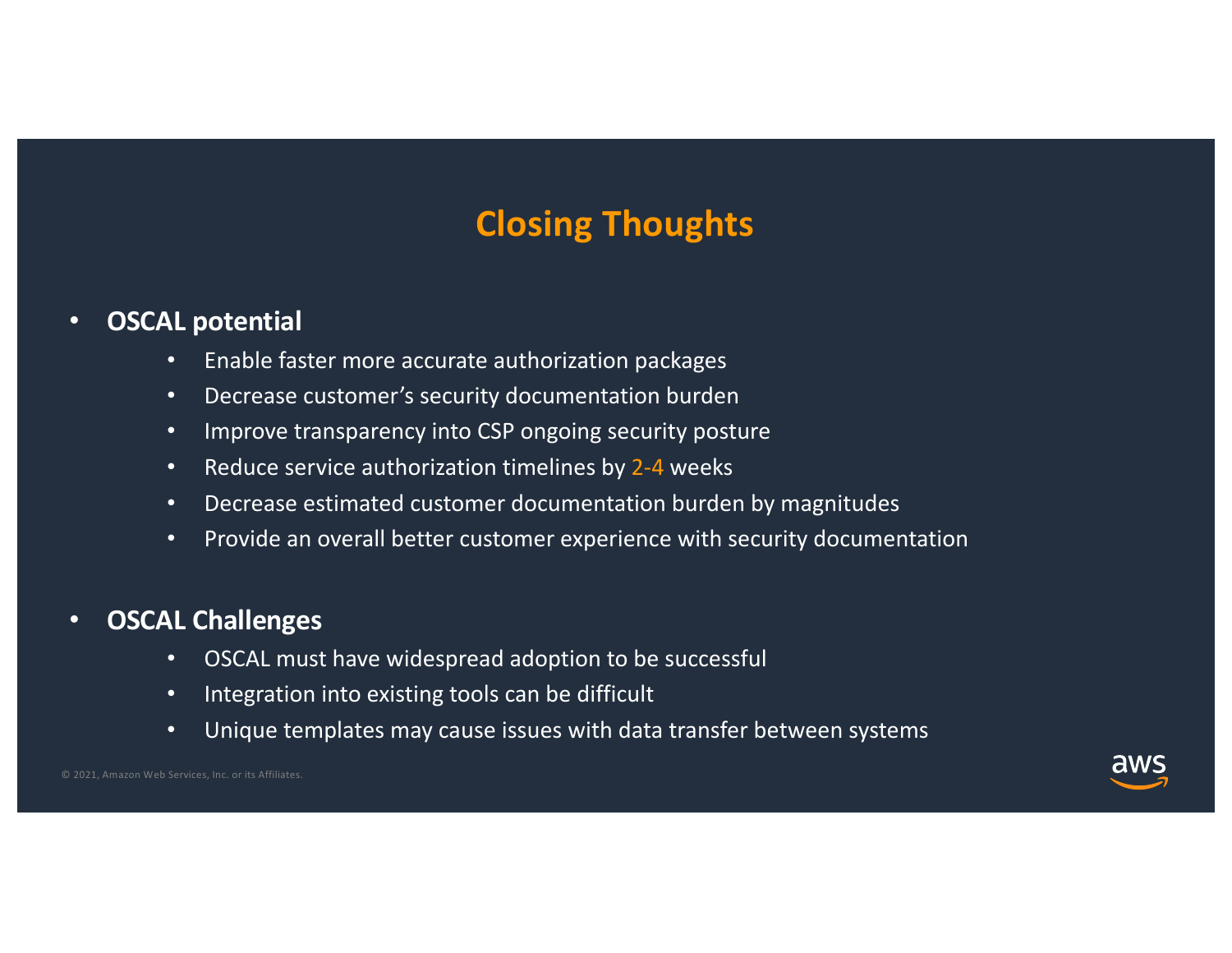# Closing Thoughts

- **OSCAL potential**
  - Enable faster more accurate authorization packages
  - Decrease customer's security documentation burden
  - Improve transparency into CSP ongoing security posture
  - Reduce service authorization timelines by 2-4 weeks
  - Decrease estimated customer documentation burden by magnitudes
  - Provide an overall better customer experience with security documentation

- **OSCAL Challenges**
  - OSCAL must have widespread adoption to be successful
  - Integration into existing tools can be difficult
  - Unique templates may cause issues with data transfer between systems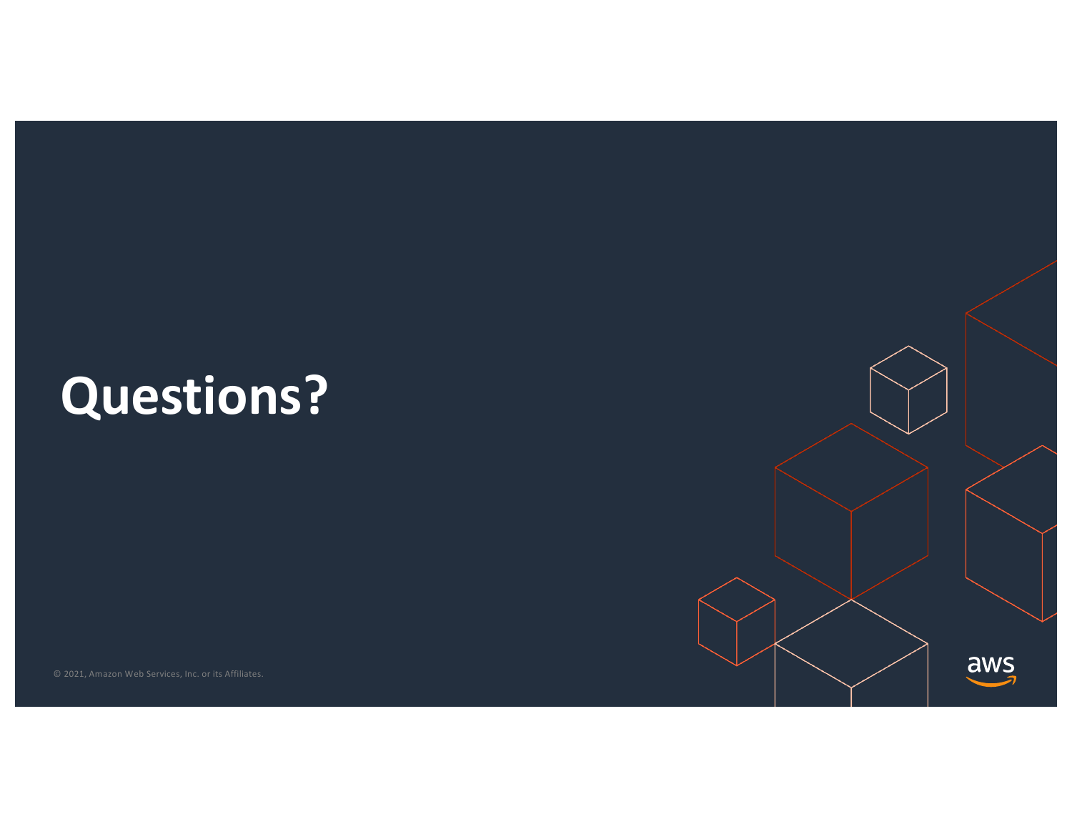# Questions?

© 2021, Amazon Web Services, Inc. or its Affiliates.